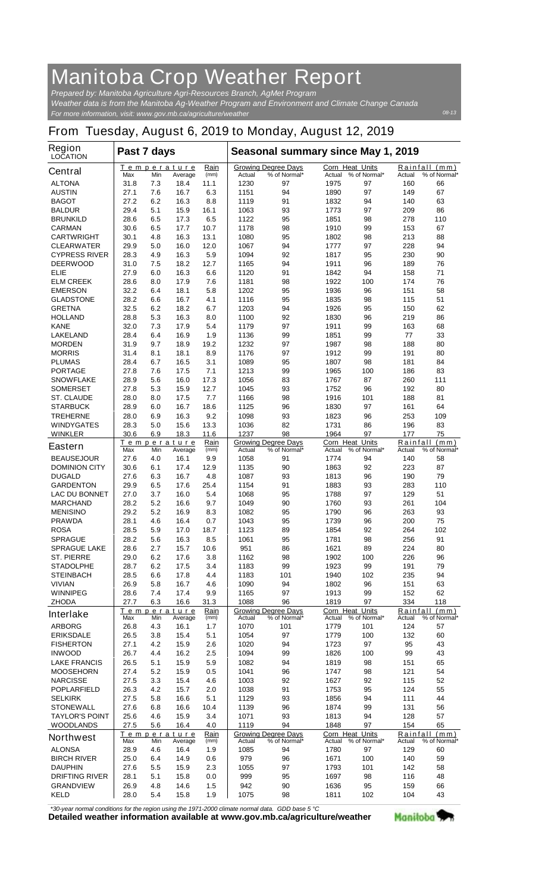# Manitoba Crop Weather Report

*Prepared by: Manitoba Agriculture Agri-Resources Branch, AgMet Program*
*Weather data is from the Manitoba Ag-Weather Program and Environment and Climate Change Canada*
*For more information, visit: www.gov.mb.ca/agriculture/weather*

08-13

## From Tuesday, August 6, 2019 to Monday, August 12, 2019

| Region LOCATION | Past 7 days | | | | Seasonal summary since May 1, 2019 | | | | | |
|---|---|---|---|---|---|---|---|---|---|---|
| | Temperature | | | Rain | Growing Degree Days | | Corn Heat Units | | Rainfall (mm) | |
| **Central** | Max | Min | Average | (mm) | Actual | % of Normal* | Actual | % of Normal* | Actual | % of Normal* |
| ALTONA | 31.8 | 7.3 | 18.4 | 11.1 | 1230 | 97 | 1975 | 97 | 160 | 66 |
| AUSTIN | 27.1 | 7.6 | 16.7 | 6.3 | 1151 | 94 | 1890 | 97 | 149 | 67 |
| BAGOT | 27.2 | 6.2 | 16.3 | 8.8 | 1119 | 91 | 1832 | 94 | 140 | 63 |
| BALDUR | 29.4 | 5.1 | 15.9 | 16.1 | 1063 | 93 | 1773 | 97 | 209 | 86 |
| BRUNKILD | 28.6 | 6.5 | 17.3 | 6.5 | 1122 | 95 | 1851 | 98 | 278 | 110 |
| CARMAN | 30.6 | 6.5 | 17.7 | 10.7 | 1178 | 98 | 1910 | 99 | 153 | 67 |
| CARTWRIGHT | 30.1 | 4.8 | 16.3 | 13.1 | 1080 | 95 | 1802 | 98 | 213 | 88 |
| CLEARWATER | 29.9 | 5.0 | 16.0 | 12.0 | 1067 | 94 | 1777 | 97 | 228 | 94 |
| CYPRESS RIVER | 28.3 | 4.9 | 16.3 | 5.9 | 1094 | 92 | 1817 | 95 | 230 | 90 |
| DEERWOOD | 31.0 | 7.5 | 18.2 | 12.7 | 1165 | 94 | 1911 | 96 | 189 | 76 |
| ELIE | 27.9 | 6.0 | 16.3 | 6.6 | 1120 | 91 | 1842 | 94 | 158 | 71 |
| ELM CREEK | 28.6 | 8.0 | 17.9 | 7.6 | 1181 | 98 | 1922 | 100 | 174 | 76 |
| EMERSON | 32.2 | 6.4 | 18.1 | 5.8 | 1202 | 95 | 1936 | 96 | 151 | 58 |
| GLADSTONE | 28.2 | 6.6 | 16.7 | 4.1 | 1116 | 95 | 1835 | 98 | 115 | 51 |
| GRETNA | 32.5 | 6.2 | 18.2 | 6.7 | 1203 | 94 | 1926 | 95 | 150 | 62 |
| HOLLAND | 28.8 | 5.3 | 16.3 | 8.0 | 1100 | 92 | 1830 | 96 | 219 | 86 |
| KANE | 32.0 | 7.3 | 17.9 | 5.4 | 1179 | 97 | 1911 | 99 | 163 | 68 |
| LAKELAND | 28.4 | 6.4 | 16.9 | 1.9 | 1136 | 99 | 1851 | 99 | 77 | 33 |
| MORDEN | 31.9 | 9.7 | 18.9 | 19.2 | 1232 | 97 | 1987 | 98 | 188 | 80 |
| MORRIS | 31.4 | 8.1 | 18.1 | 8.9 | 1176 | 97 | 1912 | 99 | 191 | 80 |
| PLUMAS | 28.4 | 6.7 | 16.5 | 3.1 | 1089 | 95 | 1807 | 98 | 181 | 84 |
| PORTAGE | 27.8 | 7.6 | 17.5 | 7.1 | 1213 | 99 | 1965 | 100 | 186 | 83 |
| SNOWFLAKE | 28.9 | 5.6 | 16.0 | 17.3 | 1056 | 83 | 1767 | 87 | 260 | 111 |
| SOMERSET | 27.8 | 5.3 | 15.9 | 12.7 | 1045 | 93 | 1752 | 96 | 192 | 80 |
| ST. CLAUDE | 28.0 | 8.0 | 17.5 | 7.7 | 1166 | 98 | 1916 | 101 | 188 | 81 |
| STARBUCK | 28.9 | 6.0 | 16.7 | 18.6 | 1125 | 96 | 1830 | 97 | 161 | 64 |
| TREHERNE | 28.0 | 6.9 | 16.3 | 9.2 | 1098 | 93 | 1823 | 96 | 253 | 109 |
| WINDYGATES | 28.3 | 5.0 | 15.6 | 13.3 | 1036 | 82 | 1731 | 86 | 196 | 83 |
| WINKLER | 30.6 | 6.9 | 18.3 | 11.6 | 1237 | 98 | 1964 | 97 | 177 | 75 |
| **Eastern** | Max | Min | Average | (mm) | Actual | % of Normal* | Actual | % of Normal* | Actual | % of Normal* |
| BEAUSEJOUR | 27.6 | 4.0 | 16.1 | 9.9 | 1058 | 91 | 1774 | 94 | 140 | 58 |
| DOMINION CITY | 30.6 | 6.1 | 17.4 | 12.9 | 1135 | 90 | 1863 | 92 | 223 | 87 |
| DUGALD | 27.6 | 6.3 | 16.7 | 4.8 | 1087 | 93 | 1813 | 96 | 190 | 79 |
| GARDENTON | 29.9 | 6.5 | 17.6 | 25.4 | 1154 | 91 | 1883 | 93 | 283 | 110 |
| LAC DU BONNET | 27.0 | 3.7 | 16.0 | 5.4 | 1068 | 95 | 1788 | 97 | 129 | 51 |
| MARCHAND | 28.2 | 5.2 | 16.6 | 9.7 | 1049 | 90 | 1760 | 93 | 261 | 104 |
| MENISINO | 29.2 | 5.2 | 16.9 | 8.3 | 1082 | 95 | 1790 | 96 | 263 | 93 |
| PRAWDA | 28.1 | 4.6 | 16.4 | 0.7 | 1043 | 95 | 1739 | 96 | 200 | 75 |
| ROSA | 28.5 | 5.9 | 17.0 | 18.7 | 1123 | 89 | 1854 | 92 | 264 | 102 |
| SPRAGUE | 28.2 | 5.6 | 16.3 | 8.5 | 1061 | 95 | 1781 | 98 | 256 | 91 |
| SPRAGUE LAKE | 28.6 | 2.7 | 15.7 | 10.6 | 951 | 86 | 1621 | 89 | 224 | 80 |
| ST. PIERRE | 29.0 | 6.2 | 17.6 | 3.8 | 1162 | 98 | 1902 | 100 | 226 | 96 |
| STADOLPHE | 28.7 | 6.2 | 17.5 | 3.4 | 1183 | 99 | 1923 | 99 | 191 | 79 |
| STEINBACH | 28.5 | 6.6 | 17.8 | 4.4 | 1183 | 101 | 1940 | 102 | 235 | 94 |
| VIVIAN | 26.9 | 5.8 | 16.7 | 4.6 | 1090 | 94 | 1802 | 96 | 151 | 63 |
| WINNIPEG | 28.6 | 7.4 | 17.4 | 9.9 | 1165 | 97 | 1913 | 99 | 152 | 62 |
| ZHODA | 27.7 | 6.3 | 16.6 | 31.3 | 1088 | 96 | 1819 | 97 | 334 | 118 |
| **Interlake** | Max | Min | Average | (mm) | Actual | % of Normal* | Actual | % of Normal* | Actual | % of Normal* |
| ARBORG | 26.8 | 4.3 | 16.1 | 1.7 | 1070 | 101 | 1779 | 101 | 124 | 57 |
| ERIKSDALE | 26.5 | 3.8 | 15.4 | 5.1 | 1054 | 97 | 1779 | 100 | 132 | 60 |
| FISHERTON | 27.1 | 4.2 | 15.9 | 2.6 | 1020 | 94 | 1723 | 97 | 95 | 43 |
| INWOOD | 26.7 | 4.4 | 16.2 | 2.5 | 1094 | 99 | 1826 | 100 | 99 | 43 |
| LAKE FRANCIS | 26.5 | 5.1 | 15.9 | 5.9 | 1082 | 94 | 1819 | 98 | 151 | 65 |
| MOOSEHORN | 27.4 | 5.2 | 15.9 | 0.5 | 1041 | 96 | 1747 | 98 | 121 | 54 |
| NARCISSE | 27.5 | 3.3 | 15.4 | 4.6 | 1003 | 92 | 1627 | 92 | 115 | 52 |
| POPLARFIELD | 26.3 | 4.2 | 15.7 | 2.0 | 1038 | 91 | 1753 | 95 | 124 | 55 |
| SELKIRK | 27.5 | 5.8 | 16.6 | 5.1 | 1129 | 93 | 1856 | 94 | 111 | 44 |
| STONEWALL | 27.6 | 6.8 | 16.6 | 10.4 | 1139 | 96 | 1874 | 99 | 131 | 56 |
| TAYLOR'S POINT | 25.6 | 4.6 | 15.9 | 3.4 | 1071 | 93 | 1813 | 94 | 128 | 57 |
| WOODLANDS | 27.5 | 5.6 | 16.4 | 4.0 | 1119 | 94 | 1848 | 97 | 154 | 65 |
| **Northwest** | Max | Min | Average | (mm) | Actual | % of Normal* | Actual | % of Normal* | Actual | % of Normal* |
| ALONSA | 28.9 | 4.6 | 16.4 | 1.9 | 1085 | 94 | 1780 | 97 | 129 | 60 |
| BIRCH RIVER | 25.0 | 6.4 | 14.9 | 0.6 | 979 | 96 | 1671 | 100 | 140 | 59 |
| DAUPHIN | 27.6 | 5.5 | 15.9 | 2.3 | 1055 | 97 | 1793 | 101 | 142 | 58 |
| DRIFTING RIVER | 28.1 | 5.1 | 15.8 | 0.0 | 999 | 95 | 1697 | 98 | 116 | 48 |
| GRANDVIEW | 26.9 | 4.8 | 14.6 | 1.5 | 942 | 90 | 1636 | 95 | 159 | 66 |
| KELD | 28.0 | 5.4 | 15.8 | 1.9 | 1075 | 98 | 1811 | 102 | 104 | 43 |

*\*30-year normal conditions for the region using the 1971-2000 climate normal data. GDD base 5 °C*

**Detailed weather information available at www.gov.mb.ca/agriculture/weather**

Manitoba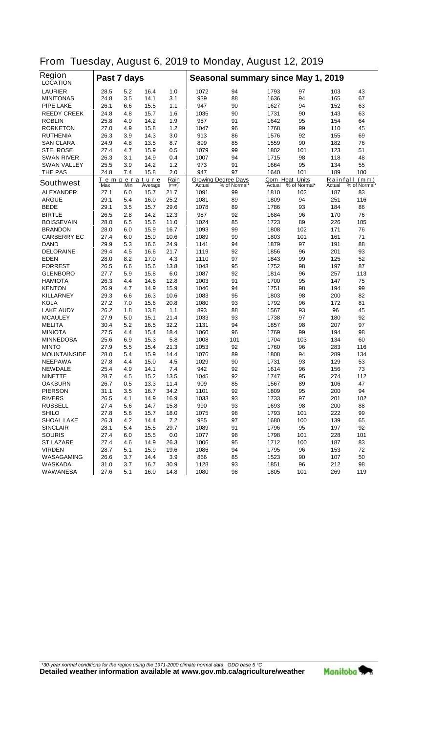# From Tuesday, August 6, 2019 to Monday, August 12, 2019

| Region LOCATION | Past 7 days | | | | Seasonal summary since May 1, 2019 | | | | | |
|---|---|---|---|---|---|---|---|---|---|---|
| LAURIER | 28.5 | 5.2 | 16.4 | 1.0 | 1072 | 94 | 1793 | 97 | 103 | 43 |
| MINITONAS | 24.8 | 3.5 | 14.1 | 3.1 | 939 | 88 | 1636 | 94 | 165 | 67 |
| PIPE LAKE | 26.1 | 6.6 | 15.5 | 1.1 | 947 | 90 | 1627 | 94 | 152 | 63 |
| REEDY CREEK | 24.8 | 4.8 | 15.7 | 1.6 | 1035 | 90 | 1731 | 90 | 143 | 63 |
| ROBLIN | 25.8 | 4.9 | 14.2 | 1.9 | 957 | 91 | 1642 | 95 | 154 | 64 |
| RORKETON | 27.0 | 4.9 | 15.8 | 1.2 | 1047 | 96 | 1768 | 99 | 110 | 45 |
| RUTHENIA | 26.3 | 3.9 | 14.3 | 3.0 | 913 | 86 | 1576 | 92 | 155 | 69 |
| SAN CLARA | 24.9 | 4.8 | 13.5 | 8.7 | 899 | 85 | 1559 | 90 | 182 | 76 |
| STE. ROSE | 27.4 | 4.7 | 15.9 | 0.5 | 1079 | 99 | 1802 | 101 | 123 | 51 |
| SWAN RIVER | 26.3 | 3.1 | 14.9 | 0.4 | 1007 | 94 | 1715 | 98 | 118 | 48 |
| SWAN VALLEY | 25.5 | 3.9 | 14.2 | 1.2 | 973 | 91 | 1664 | 95 | 134 | 55 |
| THE PAS | 24.8 | 7.4 | 15.8 | 2.0 | 947 | 97 | 1640 | 101 | 189 | 100 |

| Southwest | Temperature | | | Rain | Growing Degree Days | | Corn Heat Units | | Rainfall (mm) | |
|---|---|---|---|---|---|---|---|---|---|---|
| | Max | Min | Average | (mm) | Actual | % of Normal* | Actual | % of Normal* | Actual | % of Normal* |
| ALEXANDER | 27.1 | 6.0 | 15.7 | 21.7 | 1091 | 99 | 1810 | 102 | 187 | 83 |
| ARGUE | 29.1 | 5.4 | 16.0 | 25.2 | 1081 | 89 | 1809 | 94 | 251 | 116 |
| BEDE | 29.1 | 3.5 | 15.7 | 29.6 | 1078 | 89 | 1786 | 93 | 184 | 86 |
| BIRTLE | 26.5 | 2.8 | 14.2 | 12.3 | 987 | 92 | 1684 | 96 | 170 | 76 |
| BOISSEVAIN | 28.0 | 6.5 | 15.6 | 11.0 | 1024 | 85 | 1723 | 89 | 226 | 105 |
| BRANDON | 28.0 | 6.0 | 15.9 | 16.7 | 1093 | 99 | 1808 | 102 | 171 | 76 |
| CARBERRY EC | 27.4 | 6.0 | 15.9 | 10.6 | 1089 | 99 | 1803 | 101 | 161 | 71 |
| DAND | 29.9 | 5.3 | 16.6 | 24.9 | 1141 | 94 | 1879 | 97 | 191 | 88 |
| DELORAINE | 29.4 | 4.5 | 16.6 | 21.7 | 1119 | 92 | 1856 | 96 | 201 | 93 |
| EDEN | 28.0 | 8.2 | 17.0 | 4.3 | 1110 | 97 | 1843 | 99 | 125 | 52 |
| FORREST | 26.5 | 6.6 | 15.6 | 13.8 | 1043 | 95 | 1752 | 98 | 197 | 87 |
| GLENBORO | 27.7 | 5.9 | 15.8 | 6.0 | 1087 | 92 | 1814 | 96 | 257 | 113 |
| HAMIOTA | 26.3 | 4.4 | 14.6 | 12.8 | 1003 | 91 | 1700 | 95 | 147 | 75 |
| KENTON | 26.9 | 4.7 | 14.9 | 15.9 | 1046 | 94 | 1751 | 98 | 194 | 99 |
| KILLARNEY | 29.3 | 6.6 | 16.3 | 10.6 | 1083 | 95 | 1803 | 98 | 200 | 82 |
| KOLA | 27.2 | 7.0 | 15.6 | 20.8 | 1080 | 93 | 1792 | 96 | 172 | 81 |
| LAKE AUDY | 26.2 | 1.8 | 13.8 | 1.1 | 893 | 88 | 1567 | 93 | 96 | 45 |
| MCAULEY | 27.9 | 5.0 | 15.1 | 21.4 | 1033 | 93 | 1738 | 97 | 180 | 92 |
| MELITA | 30.4 | 5.2 | 16.5 | 32.2 | 1131 | 94 | 1857 | 98 | 207 | 97 |
| MINIOTA | 27.5 | 4.4 | 15.4 | 18.4 | 1060 | 96 | 1769 | 99 | 194 | 98 |
| MINNEDOSA | 25.6 | 6.9 | 15.3 | 5.8 | 1008 | 101 | 1704 | 103 | 134 | 60 |
| MINTO | 27.9 | 5.5 | 15.4 | 21.3 | 1053 | 92 | 1760 | 96 | 283 | 116 |
| MOUNTAINSIDE | 28.0 | 5.4 | 15.9 | 14.4 | 1076 | 89 | 1808 | 94 | 289 | 134 |
| NEEPAWA | 27.8 | 4.4 | 15.0 | 4.5 | 1029 | 90 | 1731 | 93 | 129 | 53 |
| NEWDALE | 25.4 | 4.9 | 14.1 | 7.4 | 942 | 92 | 1614 | 96 | 156 | 73 |
| NINETTE | 28.7 | 4.5 | 15.2 | 13.5 | 1045 | 92 | 1747 | 95 | 274 | 112 |
| OAKBURN | 26.7 | 0.5 | 13.3 | 11.4 | 909 | 85 | 1567 | 89 | 106 | 47 |
| PIERSON | 31.1 | 3.5 | 16.7 | 34.2 | 1101 | 92 | 1809 | 95 | 200 | 94 |
| RIVERS | 26.5 | 4.1 | 14.9 | 16.9 | 1033 | 93 | 1733 | 97 | 201 | 102 |
| RUSSELL | 27.4 | 5.6 | 14.7 | 15.8 | 990 | 93 | 1693 | 98 | 200 | 88 |
| SHILO | 27.8 | 5.6 | 15.7 | 18.0 | 1075 | 98 | 1793 | 101 | 222 | 99 |
| SHOAL LAKE | 26.3 | 4.2 | 14.4 | 7.2 | 985 | 97 | 1680 | 100 | 139 | 65 |
| SINCLAIR | 28.1 | 5.4 | 15.5 | 29.7 | 1089 | 91 | 1796 | 95 | 197 | 92 |
| SOURIS | 27.4 | 6.0 | 15.5 | 0.0 | 1077 | 98 | 1798 | 101 | 228 | 101 |
| ST LAZARE | 27.4 | 4.6 | 14.9 | 26.3 | 1006 | 95 | 1712 | 100 | 187 | 83 |
| VIRDEN | 28.7 | 5.1 | 15.9 | 19.6 | 1086 | 94 | 1795 | 96 | 153 | 72 |
| WASAGAMING | 26.6 | 3.7 | 14.4 | 3.9 | 866 | 85 | 1523 | 90 | 107 | 50 |
| WASKADA | 31.0 | 3.7 | 16.7 | 30.9 | 1128 | 93 | 1851 | 96 | 212 | 98 |
| WAWANESA | 27.6 | 5.1 | 16.0 | 14.8 | 1080 | 98 | 1805 | 101 | 269 | 119 |

*30-year normal conditions for the region using the 1971-2000 climate normal data. GDD base 5 °C

**Detailed weather information available at www.gov.mb.ca/agriculture/weather**

Manitoba